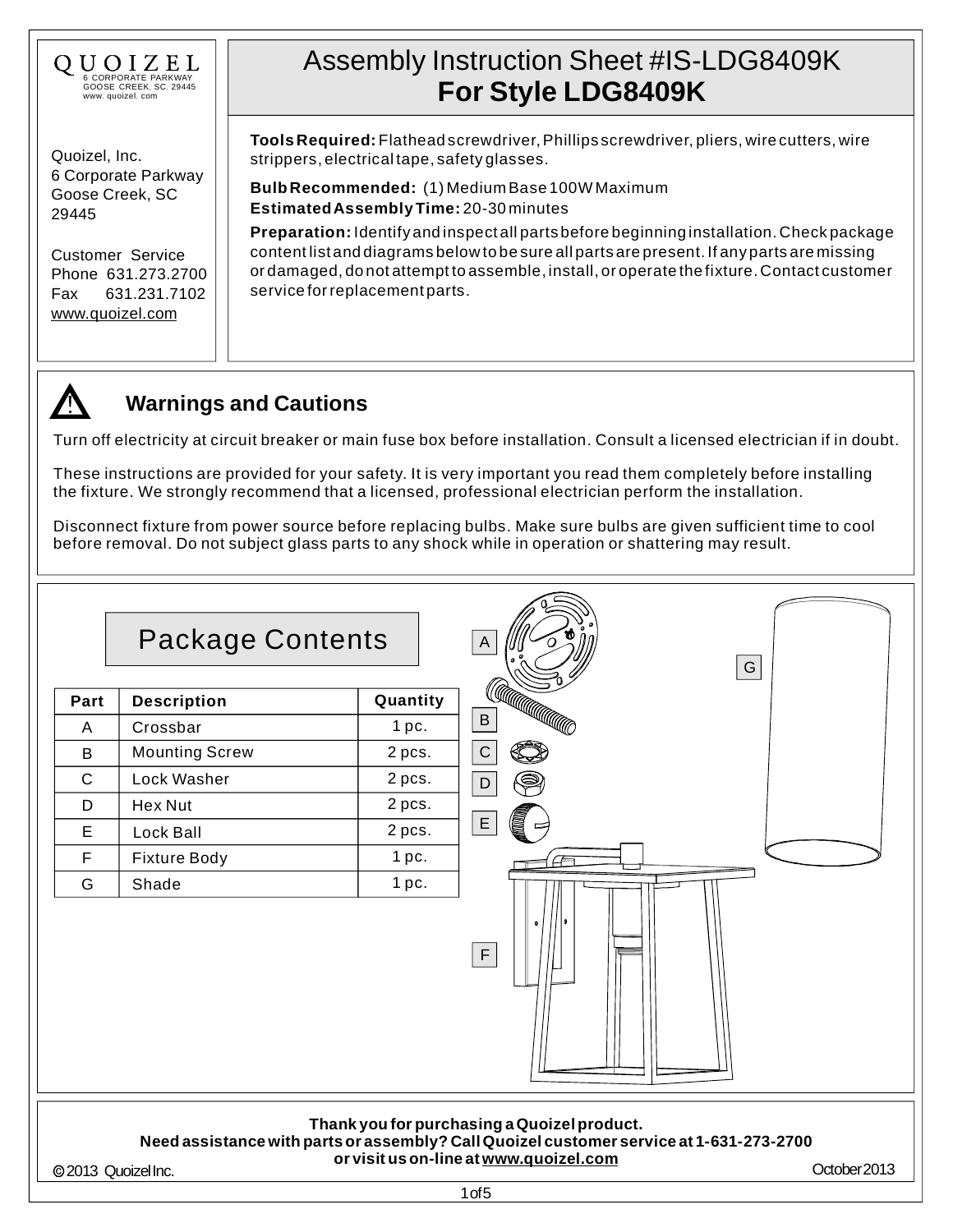QUOIZEL
6 CORPORATE PARKWAY
GOOSE CREEK, SC. 29445
www. quoizel. com

Quoizel, Inc.
6 Corporate Parkway
Goose Creek, SC
29445

Customer Service
Phone 631.273.2700
Fax 631.231.7102
www.quoizel.com

# Assembly Instruction Sheet #IS-LDG8409K
## For Style LDG8409K

**Tools Required:** Flathead screwdriver, Phillips screwdriver, pliers, wire cutters, wire strippers, electrical tape, safety glasses.

**Bulb Recommended:** (1) Medium Base 100W Maximum
**Estimated Assembly Time:** 20-30 minutes

**Preparation:** Identify and inspect all parts before beginning installation. Check package content list and diagrams below to be sure all parts are present. If any parts are missing or damaged, do not attempt to assemble, install, or operate the fixture. Contact customer service for replacement parts.

## Warnings and Cautions

Turn off electricity at circuit breaker or main fuse box before installation. Consult a licensed electrician if in doubt.

These instructions are provided for your safety. It is very important you read them completely before installing the fixture. We strongly recommend that a licensed, professional electrician perform the installation.

Disconnect fixture from power source before replacing bulbs. Make sure bulbs are given sufficient time to cool before removal. Do not subject glass parts to any shock while in operation or shattering may result.

## Package Contents

| Part | Description | Quantity |
|---|---|---|
| A | Crossbar | 1 pc. |
| B | Mounting Screw | 2 pcs. |
| C | Lock Washer | 2 pcs. |
| D | Hex Nut | 2 pcs. |
| E | Lock Ball | 2 pcs. |
| F | Fixture Body | 1 pc. |
| G | Shade | 1 pc. |

A B C D E F G

**Thank you for purchasing a Quoizel product.**
**Need assistance with parts or assembly? Call Quoizel customer service at 1-631-273-2700 or visit us on-line at www.quoizel.com**

© 2013 Quoizel Inc. October 2013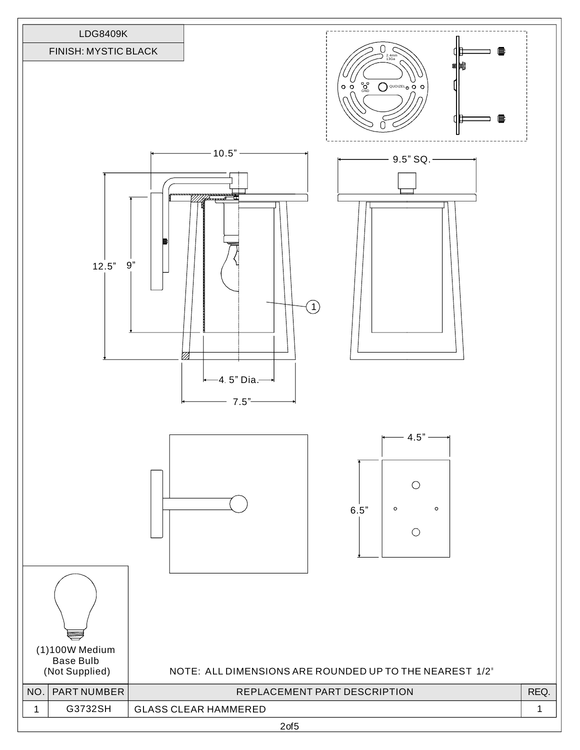| LDG8409K |
|---|
| FINISH: MYSTIC BLACK |

10.5”

9.5” SQ.

12.5”

9”

4. 5” Dia.

7.5”

4.5”

6.5”

2.4mm 13Ga

GND

QUOIZEL

(1)100W Medium Base Bulb (Not Supplied)

NOTE: ALL DIMENSIONS ARE ROUNDED UP TO THE NEAREST 1/2"

| NO. | PART NUMBER | REPLACEMENT PART DESCRIPTION | REQ. |
|---|---|---|---|
| 1 | G3732SH | GLASS CLEAR HAMMERED | 1 |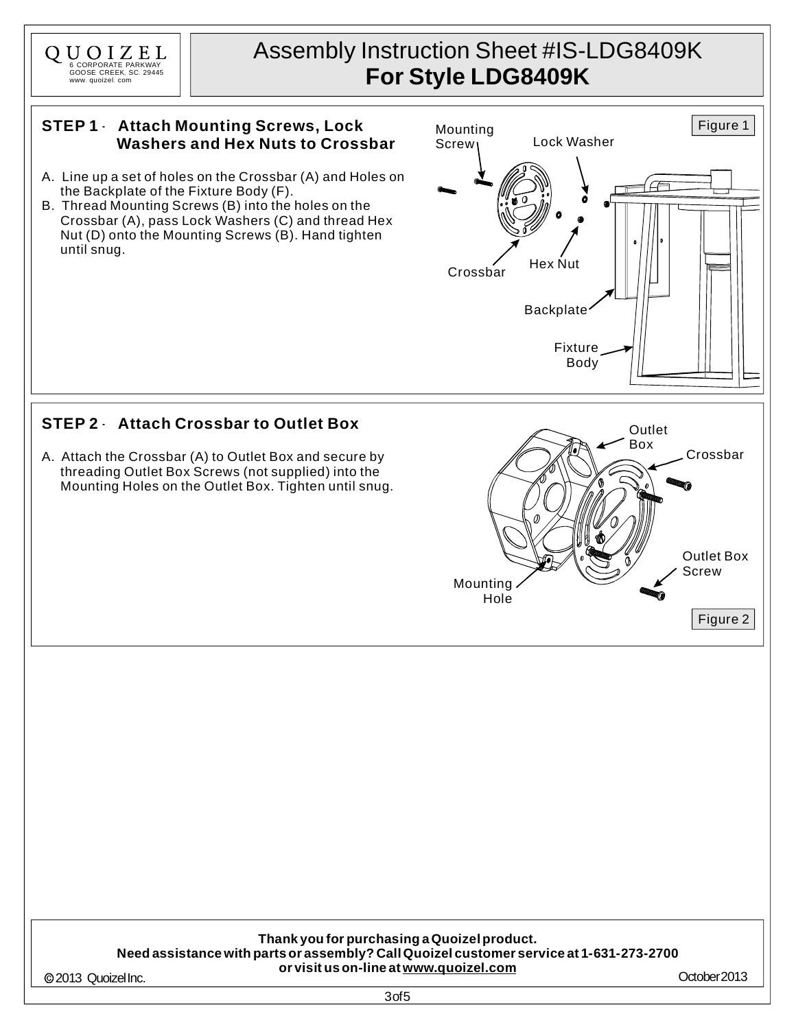QUOIZEL
6 CORPORATE PARKWAY
GOOSE CREEK, SC. 29445
www. quoizel. com

# Assembly Instruction Sheet #IS-LDG8409K
# **For Style LDG8409K**

## **STEP 1 - Attach Mounting Screws, Lock Washers and Hex Nuts to Crossbar**

A. Line up a set of holes on the Crossbar (A) and Holes on the Backplate of the Fixture Body (F).
B. Thread Mounting Screws (B) into the holes on the Crossbar (A), pass Lock Washers (C) and thread Hex Nut (D) onto the Mounting Screws (B). Hand tighten until snug.

Mounting Screw | Lock Washer | Crossbar | Hex Nut | Backplate | Fixture Body

Figure 1

## **STEP 2 - Attach Crossbar to Outlet Box**

A. Attach the Crossbar (A) to Outlet Box and secure by threading Outlet Box Screws (not supplied) into the Mounting Holes on the Outlet Box. Tighten until snug.

Outlet Box | Crossbar | Outlet Box Screw | Mounting Hole

Figure 2

**Thank you for purchasing a Quoizel product.**
**Need assistance with parts or assembly? Call Quoizel customer service at 1-631-273-2700 or visit us on-line at www.quoizel.com**

© 2013 Quoizel Inc. October 2013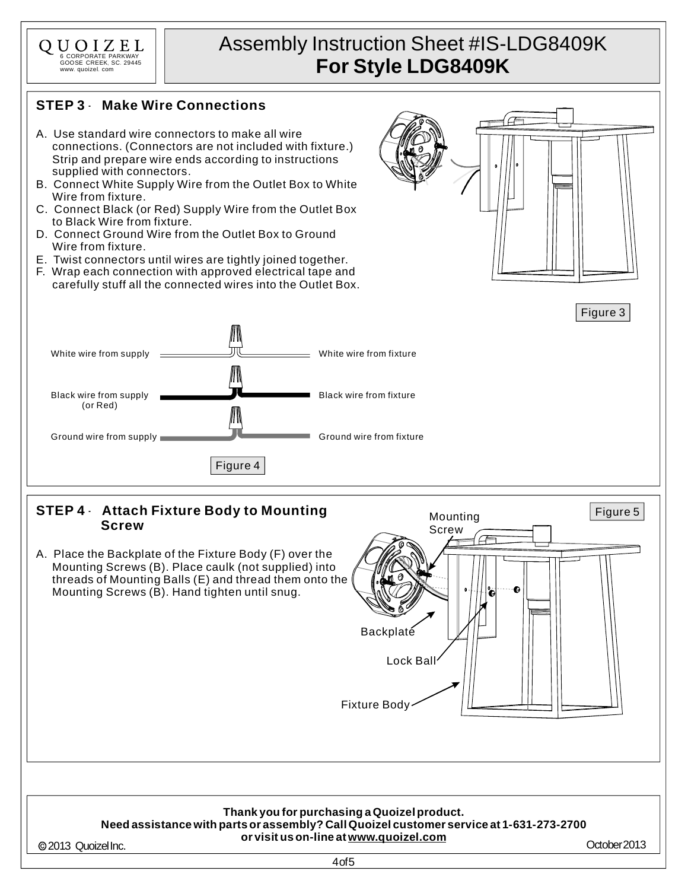QUOIZEL
6 CORPORATE PARKWAY
GOOSE CREEK, SC. 29445
www. quoizel. com

# Assembly Instruction Sheet #IS-LDG8409K
# **For Style LDG8409K**

## STEP 3 - Make Wire Connections

A. Use standard wire connectors to make all wire connections. (Connectors are not included with fixture.) Strip and prepare wire ends according to instructions supplied with connectors.
B. Connect White Supply Wire from the Outlet Box to White Wire from fixture.
C. Connect Black (or Red) Supply Wire from the Outlet Box to Black Wire from fixture.
D. Connect Ground Wire from the Outlet Box to Ground Wire from fixture.
E. Twist connectors until wires are tightly joined together.
F. Wrap each connection with approved electrical tape and carefully stuff all the connected wires into the Outlet Box.

Figure 3

White wire from supply — White wire from fixture

Black wire from supply (or Red) — Black wire from fixture

Ground wire from supply — Ground wire from fixture

Figure 4

## STEP 4 - Attach Fixture Body to Mounting Screw

A. Place the Backplate of the Fixture Body (F) over the Mounting Screws (B). Place caulk (not supplied) into threads of Mounting Balls (E) and thread them onto the Mounting Screws (B). Hand tighten until snug.

Mounting Screw
Backplate
Lock Ball
Fixture Body

Figure 5

**Thank you for purchasing a Quoizel product.**
**Need assistance with parts or assembly? Call Quoizel customer service at 1-631-273-2700 or visit us on-line at www.quoizel.com**

© 2013 Quoizel Inc. October 2013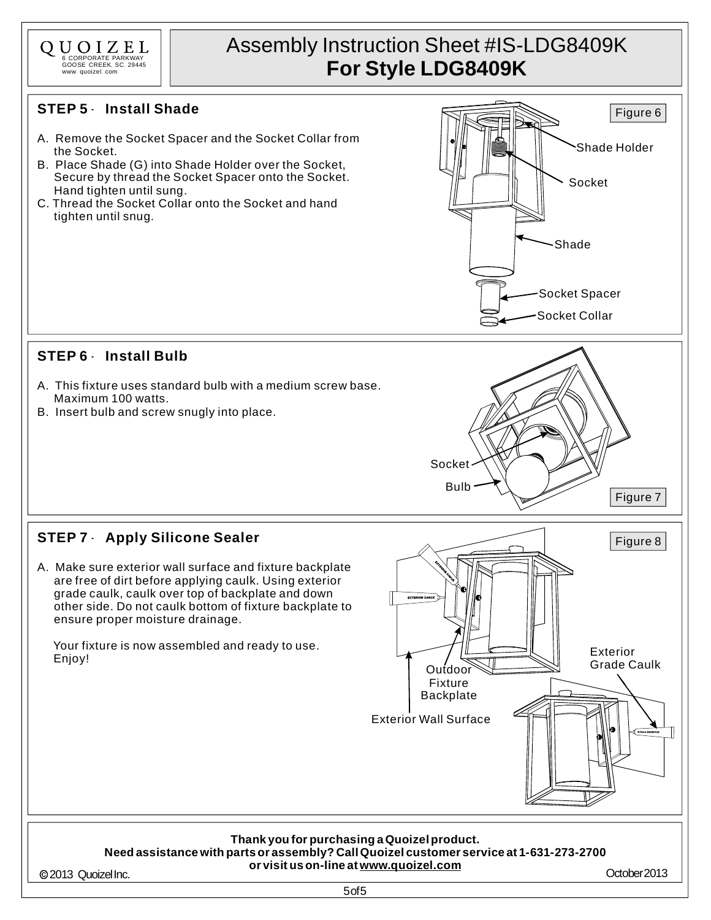QUOIZEL
6 CORPORATE PARKWAY
GOOSE CREEK, SC. 29445
www. quoizel. com

# Assembly Instruction Sheet #IS-LDG8409K
# **For Style LDG8409K**

## STEP 5 - Install Shade

A. Remove the Socket Spacer and the Socket Collar from the Socket.
B. Place Shade (G) into Shade Holder over the Socket, Secure by thread the Socket Spacer onto the Socket. Hand tighten until sung.
C. Thread the Socket Collar onto the Socket and hand tighten until snug.

Figure 6

Shade Holder
Socket
Shade
Socket Spacer
Socket Collar

## STEP 6 - Install Bulb

A. This fixture uses standard bulb with a medium screw base. Maximum 100 watts.
B. Insert bulb and screw snugly into place.

Socket
Bulb
Figure 7

## STEP 7 - Apply Silicone Sealer

A. Make sure exterior wall surface and fixture backplate are free of dirt before applying caulk. Using exterior grade caulk, caulk over top of backplate and down other side. Do not caulk bottom of fixture backplate to ensure proper moisture drainage.

Your fixture is now assembled and ready to use. Enjoy!

Figure 8

Exterior Grade Caulk
Outdoor Fixture Backplate
Exterior Wall Surface

**Thank you for purchasing a Quoizel product.**
**Need assistance with parts or assembly? Call Quoizel customer service at 1-631-273-2700**
**or visit us on-line at www.quoizel.com**

© 2013 Quoizel Inc.
October 2013